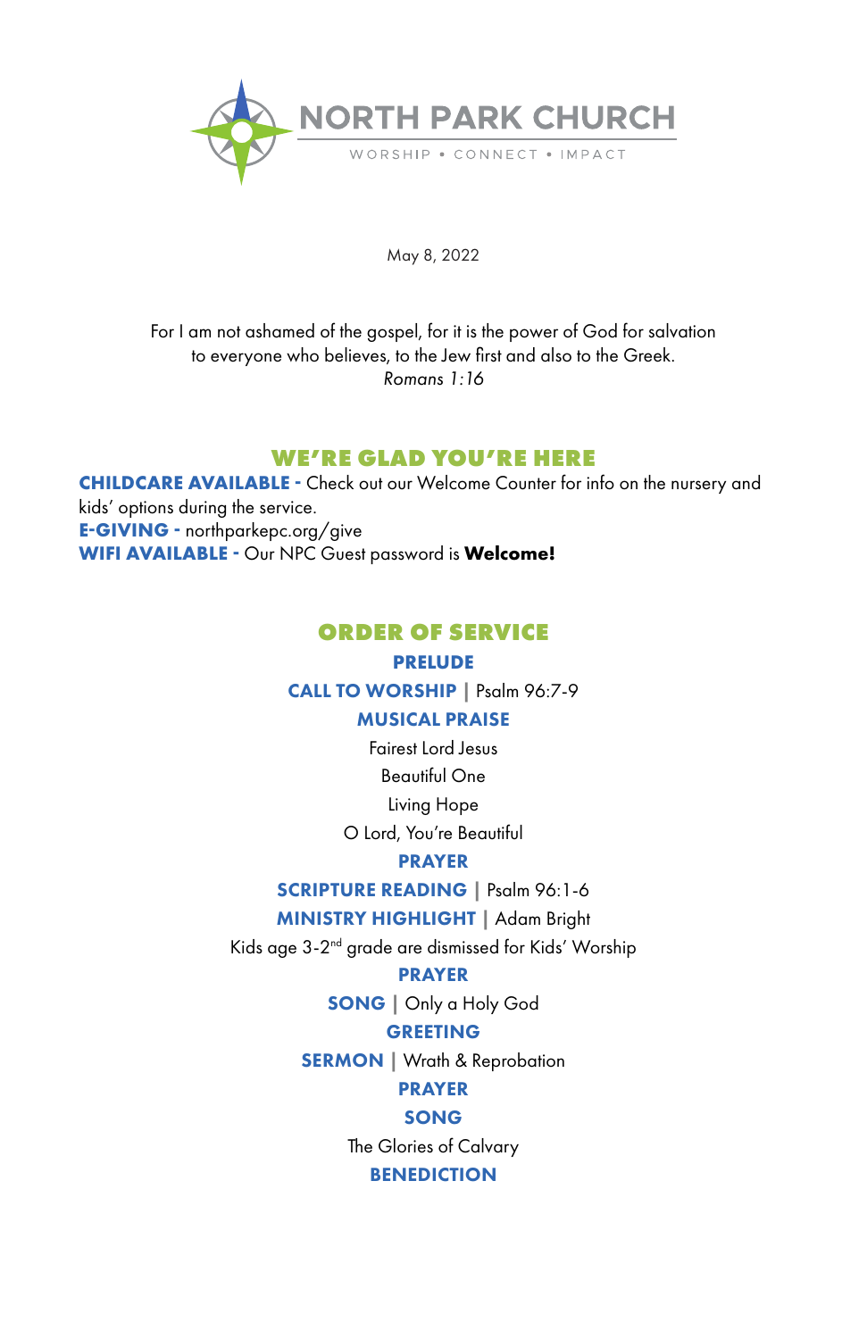# NORTH PARK CHURCH

WORSHIP • CONNECT • IMPACT

May 8, 2022

For I am not ashamed of the gospel, for it is the power of God for salvation to everyone who believes, to the Jew first and also to the Greek.
*Romans 1:16*

## WE'RE GLAD YOU'RE HERE

**CHILDCARE AVAILABLE -** Check out our Welcome Counter for info on the nursery and kids' options during the service.
**E-GIVING -** northparkepc.org/give
**WIFI AVAILABLE -** Our NPC Guest password is **Welcome!**

## ORDER OF SERVICE

**PRELUDE**

**CALL TO WORSHIP** | Psalm 96:7-9

**MUSICAL PRAISE**

Fairest Lord Jesus
Beautiful One
Living Hope
O Lord, You're Beautiful

**PRAYER**

**SCRIPTURE READING** | Psalm 96:1-6

**MINISTRY HIGHLIGHT** | Adam Bright

Kids age 3-2nd grade are dismissed for Kids' Worship

**PRAYER**

**SONG** | Only a Holy God

**GREETING**

**SERMON** | Wrath & Reprobation

**PRAYER**

**SONG**

The Glories of Calvary

**BENEDICTION**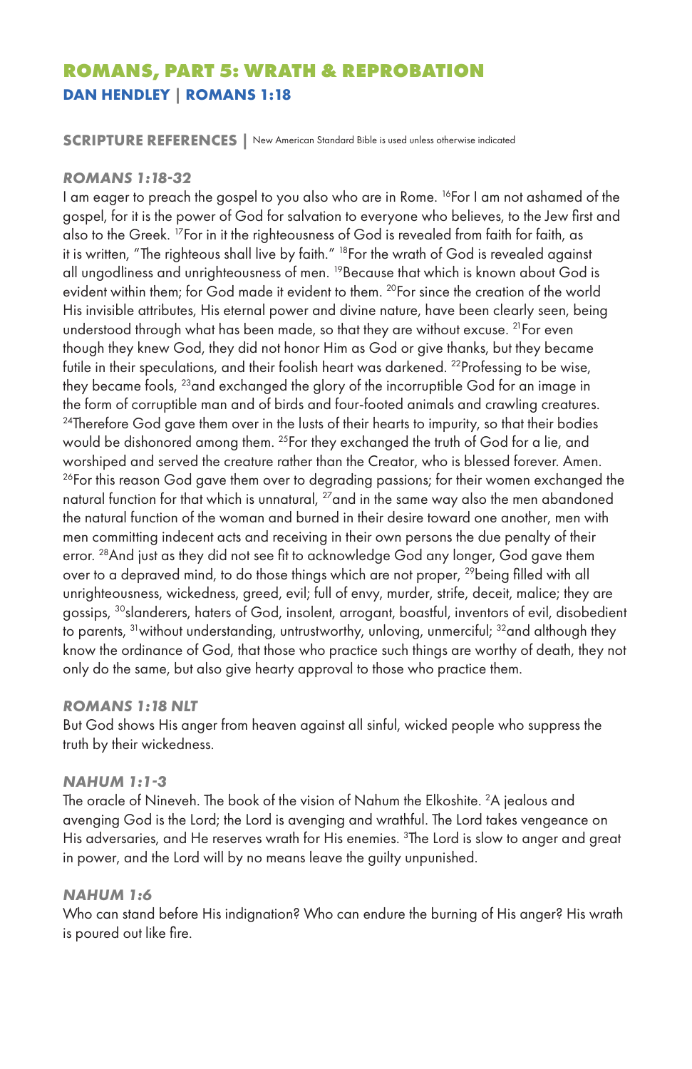## ROMANS, PART 5: WRATH & REPROBATION

### DAN HENDLEY | ROMANS 1:18

**SCRIPTURE REFERENCES** | New American Standard Bible is used unless otherwise indicated

#### *ROMANS 1:18-32*

I am eager to preach the gospel to you also who are in Rome. [16]For I am not ashamed of the gospel, for it is the power of God for salvation to everyone who believes, to the Jew first and also to the Greek. [17]For in it the righteousness of God is revealed from faith for faith, as it is written, "The righteous shall live by faith." [18]For the wrath of God is revealed against all ungodliness and unrighteousness of men. [19]Because that which is known about God is evident within them; for God made it evident to them. [20]For since the creation of the world His invisible attributes, His eternal power and divine nature, have been clearly seen, being understood through what has been made, so that they are without excuse. [21]For even though they knew God, they did not honor Him as God or give thanks, but they became futile in their speculations, and their foolish heart was darkened. [22]Professing to be wise, they became fools, [23]and exchanged the glory of the incorruptible God for an image in the form of corruptible man and of birds and four-footed animals and crawling creatures. [24]Therefore God gave them over in the lusts of their hearts to impurity, so that their bodies would be dishonored among them. [25]For they exchanged the truth of God for a lie, and worshiped and served the creature rather than the Creator, who is blessed forever. Amen. [26]For this reason God gave them over to degrading passions; for their women exchanged the natural function for that which is unnatural, [27]and in the same way also the men abandoned the natural function of the woman and burned in their desire toward one another, men with men committing indecent acts and receiving in their own persons the due penalty of their error. [28]And just as they did not see fit to acknowledge God any longer, God gave them over to a depraved mind, to do those things which are not proper, [29]being filled with all unrighteousness, wickedness, greed, evil; full of envy, murder, strife, deceit, malice; they are gossips, [30]slanderers, haters of God, insolent, arrogant, boastful, inventors of evil, disobedient to parents, [31]without understanding, untrustworthy, unloving, unmerciful; [32]and although they know the ordinance of God, that those who practice such things are worthy of death, they not only do the same, but also give hearty approval to those who practice them.

#### *ROMANS 1:18 NLT*

But God shows His anger from heaven against all sinful, wicked people who suppress the truth by their wickedness.

#### *NAHUM 1:1-3*

The oracle of Nineveh. The book of the vision of Nahum the Elkoshite. [2]A jealous and avenging God is the Lord; the Lord is avenging and wrathful. The Lord takes vengeance on His adversaries, and He reserves wrath for His enemies. [3]The Lord is slow to anger and great in power, and the Lord will by no means leave the guilty unpunished.

#### *NAHUM 1:6*

Who can stand before His indignation? Who can endure the burning of His anger? His wrath is poured out like fire.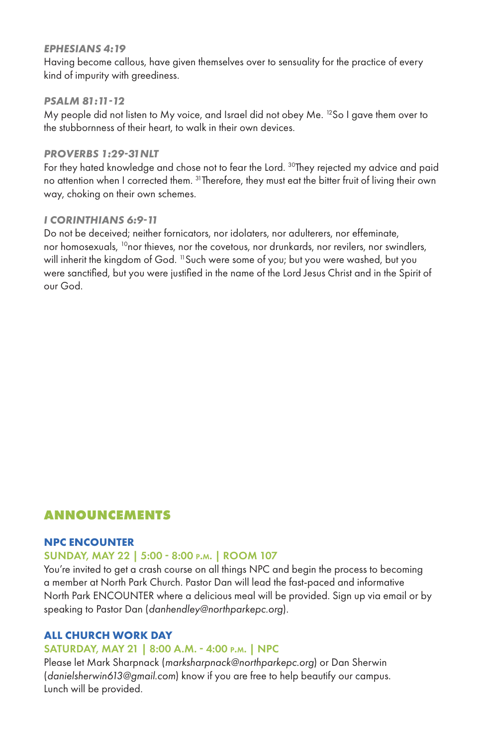### *EPHESIANS 4:19*

Having become callous, have given themselves over to sensuality for the practice of every kind of impurity with greediness.

### *PSALM 81:11-12*

My people did not listen to My voice, and Israel did not obey Me. [12]So I gave them over to the stubbornness of their heart, to walk in their own devices.

### *PROVERBS 1:29-31 NLT*

For they hated knowledge and chose not to fear the Lord. [30]They rejected my advice and paid no attention when I corrected them. [31]Therefore, they must eat the bitter fruit of living their own way, choking on their own schemes.

### *I CORINTHIANS 6:9-11*

Do not be deceived; neither fornicators, nor idolaters, nor adulterers, nor effeminate, nor homosexuals, [10]nor thieves, nor the covetous, nor drunkards, nor revilers, nor swindlers, will inherit the kingdom of God. [11]Such were some of you; but you were washed, but you were sanctified, but you were justified in the name of the Lord Jesus Christ and in the Spirit of our God.

## ANNOUNCEMENTS

### NPC ENCOUNTER

**SUNDAY, MAY 22 | 5:00 - 8:00 P.M. | ROOM 107**

You're invited to get a crash course on all things NPC and begin the process to becoming a member at North Park Church. Pastor Dan will lead the fast-paced and informative North Park ENCOUNTER where a delicious meal will be provided. Sign up via email or by speaking to Pastor Dan (*danhendley@northparkepc.org*).

### ALL CHURCH WORK DAY

**SATURDAY, MAY 21 | 8:00 A.M. - 4:00 P.M. | NPC**

Please let Mark Sharpnack (*marksharpnack@northparkepc.org*) or Dan Sherwin (*danielsherwin613@gmail.com*) know if you are free to help beautify our campus. Lunch will be provided.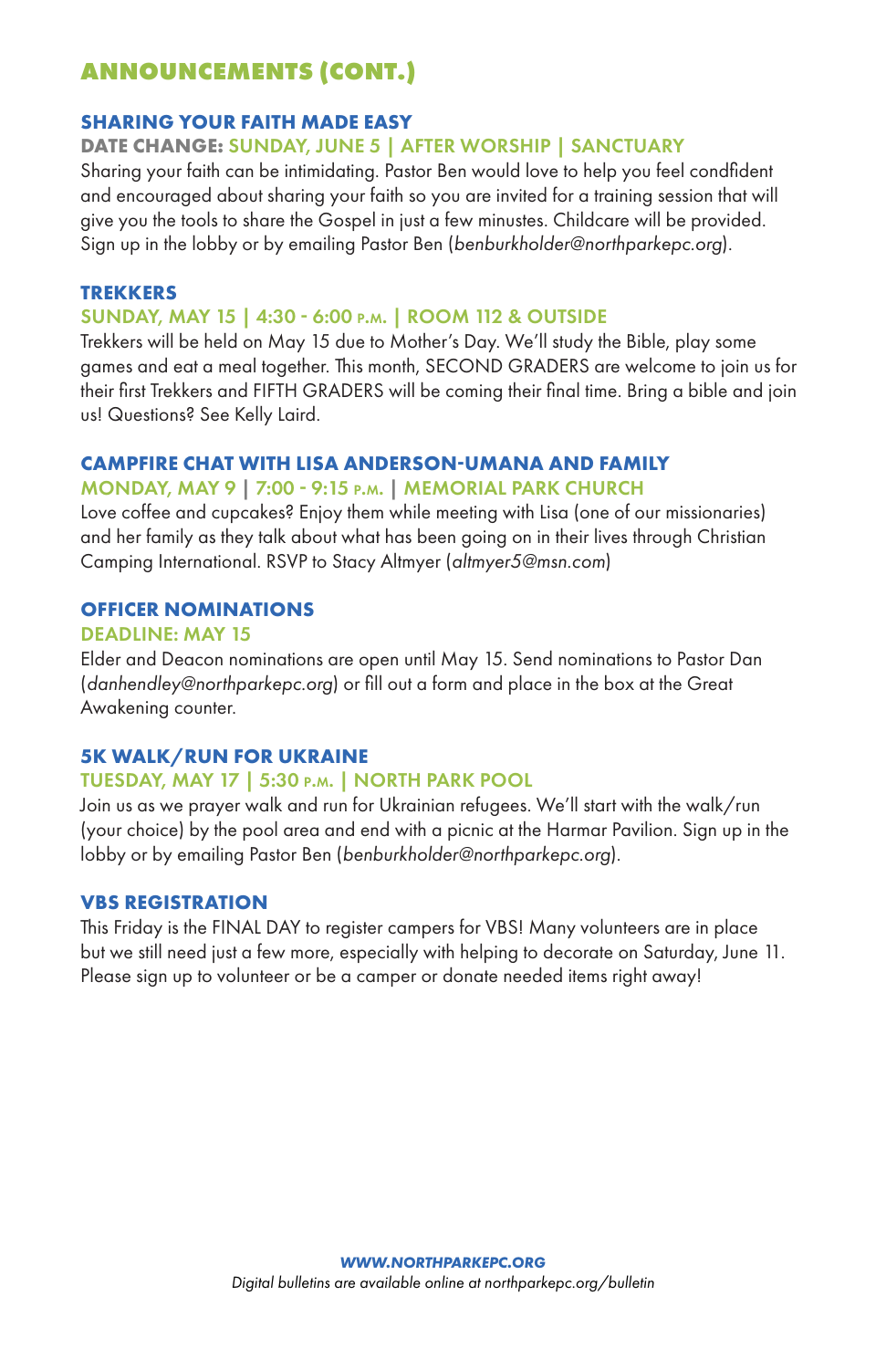# ANNOUNCEMENTS (CONT.)

## SHARING YOUR FAITH MADE EASY

**DATE CHANGE: SUNDAY, JUNE 5 | AFTER WORSHIP | SANCTUARY**

Sharing your faith can be intimidating. Pastor Ben would love to help you feel condfident and encouraged about sharing your faith so you are invited for a training session that will give you the tools to share the Gospel in just a few minustes. Childcare will be provided. Sign up in the lobby or by emailing Pastor Ben (*benburkholder@northparkepc.org*).

## TREKKERS

**SUNDAY, MAY 15 | 4:30 - 6:00 P.M. | ROOM 112 & OUTSIDE**

Trekkers will be held on May 15 due to Mother's Day. We'll study the Bible, play some games and eat a meal together. This month, SECOND GRADERS are welcome to join us for their first Trekkers and FIFTH GRADERS will be coming their final time. Bring a bible and join us! Questions? See Kelly Laird.

## CAMPFIRE CHAT WITH LISA ANDERSON-UMANA AND FAMILY

**MONDAY, MAY 9 | 7:00 - 9:15 P.M. | MEMORIAL PARK CHURCH**

Love coffee and cupcakes? Enjoy them while meeting with Lisa (one of our missionaries) and her family as they talk about what has been going on in their lives through Christian Camping International. RSVP to Stacy Altmyer (*altmyer5@msn.com*)

## OFFICER NOMINATIONS

**DEADLINE: MAY 15**

Elder and Deacon nominations are open until May 15. Send nominations to Pastor Dan (*danhendley@northparkepc.org*) or fill out a form and place in the box at the Great Awakening counter.

## 5K WALK/RUN FOR UKRAINE

**TUESDAY, MAY 17 | 5:30 P.M. | NORTH PARK POOL**

Join us as we prayer walk and run for Ukrainian refugees. We'll start with the walk/run (your choice) by the pool area and end with a picnic at the Harmar Pavilion. Sign up in the lobby or by emailing Pastor Ben (*benburkholder@northparkepc.org*).

## VBS REGISTRATION

This Friday is the FINAL DAY to register campers for VBS! Many volunteers are in place but we still need just a few more, especially with helping to decorate on Saturday, June 11. Please sign up to volunteer or be a camper or donate needed items right away!

***WWW.NORTHPARKEPC.ORG***

*Digital bulletins are available online at northparkepc.org/bulletin*